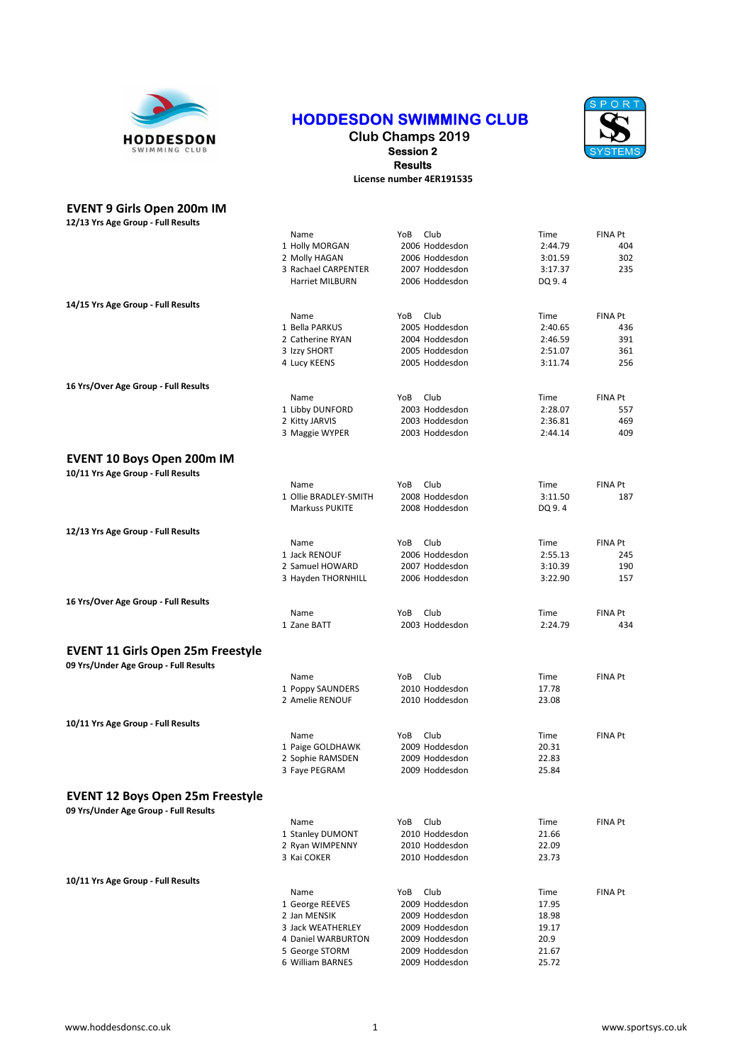# HODDESDON SWIMMING CLUB

**Club Champs 2019**

**Session 2**

**Results**

**License number 4ER191535**

## EVENT 9 Girls Open 200m IM

**12/13 Yrs Age Group - Full Results**

| | Name | YoB | Club | Time | FINA Pt |
|---|---|---|---|---|---|
| 1 | Holly MORGAN | 2006 | Hoddesdon | 2:44.79 | 404 |
| 2 | Molly HAGAN | 2006 | Hoddesdon | 3:01.59 | 302 |
| 3 | Rachael CARPENTER | 2007 | Hoddesdon | 3:17.37 | 235 |
| | Harriet MILBURN | 2006 | Hoddesdon | DQ 9. 4 | |

**14/15 Yrs Age Group - Full Results**

| | Name | YoB | Club | Time | FINA Pt |
|---|---|---|---|---|---|
| 1 | Bella PARKUS | 2005 | Hoddesdon | 2:40.65 | 436 |
| 2 | Catherine RYAN | 2004 | Hoddesdon | 2:46.59 | 391 |
| 3 | Izzy SHORT | 2005 | Hoddesdon | 2:51.07 | 361 |
| 4 | Lucy KEENS | 2005 | Hoddesdon | 3:11.74 | 256 |

**16 Yrs/Over Age Group - Full Results**

| | Name | YoB | Club | Time | FINA Pt |
|---|---|---|---|---|---|
| 1 | Libby DUNFORD | 2003 | Hoddesdon | 2:28.07 | 557 |
| 2 | Kitty JARVIS | 2003 | Hoddesdon | 2:36.81 | 469 |
| 3 | Maggie WYPER | 2003 | Hoddesdon | 2:44.14 | 409 |

## EVENT 10 Boys Open 200m IM

**10/11 Yrs Age Group - Full Results**

| | Name | YoB | Club | Time | FINA Pt |
|---|---|---|---|---|---|
| 1 | Ollie BRADLEY-SMITH | 2008 | Hoddesdon | 3:11.50 | 187 |
| | Markuss PUKITE | 2008 | Hoddesdon | DQ 9. 4 | |

**12/13 Yrs Age Group - Full Results**

| | Name | YoB | Club | Time | FINA Pt |
|---|---|---|---|---|---|
| 1 | Jack RENOUF | 2006 | Hoddesdon | 2:55.13 | 245 |
| 2 | Samuel HOWARD | 2007 | Hoddesdon | 3:10.39 | 190 |
| 3 | Hayden THORNHILL | 2006 | Hoddesdon | 3:22.90 | 157 |

**16 Yrs/Over Age Group - Full Results**

| | Name | YoB | Club | Time | FINA Pt |
|---|---|---|---|---|---|
| 1 | Zane BATT | 2003 | Hoddesdon | 2:24.79 | 434 |

## EVENT 11 Girls Open 25m Freestyle

**09 Yrs/Under Age Group - Full Results**

| | Name | YoB | Club | Time | FINA Pt |
|---|---|---|---|---|---|
| 1 | Poppy SAUNDERS | 2010 | Hoddesdon | 17.78 | |
| 2 | Amelie RENOUF | 2010 | Hoddesdon | 23.08 | |

**10/11 Yrs Age Group - Full Results**

| | Name | YoB | Club | Time | FINA Pt |
|---|---|---|---|---|---|
| 1 | Paige GOLDHAWK | 2009 | Hoddesdon | 20.31 | |
| 2 | Sophie RAMSDEN | 2009 | Hoddesdon | 22.83 | |
| 3 | Faye PEGRAM | 2009 | Hoddesdon | 25.84 | |

## EVENT 12 Boys Open 25m Freestyle

**09 Yrs/Under Age Group - Full Results**

| | Name | YoB | Club | Time | FINA Pt |
|---|---|---|---|---|---|
| 1 | Stanley DUMONT | 2010 | Hoddesdon | 21.66 | |
| 2 | Ryan WIMPENNY | 2010 | Hoddesdon | 22.09 | |
| 3 | Kai COKER | 2010 | Hoddesdon | 23.73 | |

**10/11 Yrs Age Group - Full Results**

| | Name | YoB | Club | Time | FINA Pt |
|---|---|---|---|---|---|
| 1 | George REEVES | 2009 | Hoddesdon | 17.95 | |
| 2 | Jan MENSIK | 2009 | Hoddesdon | 18.98 | |
| 3 | Jack WEATHERLEY | 2009 | Hoddesdon | 19.17 | |
| 4 | Daniel WARBURTON | 2009 | Hoddesdon | 20.9 | |
| 5 | George STORM | 2009 | Hoddesdon | 21.67 | |
| 6 | William BARNES | 2009 | Hoddesdon | 25.72 | |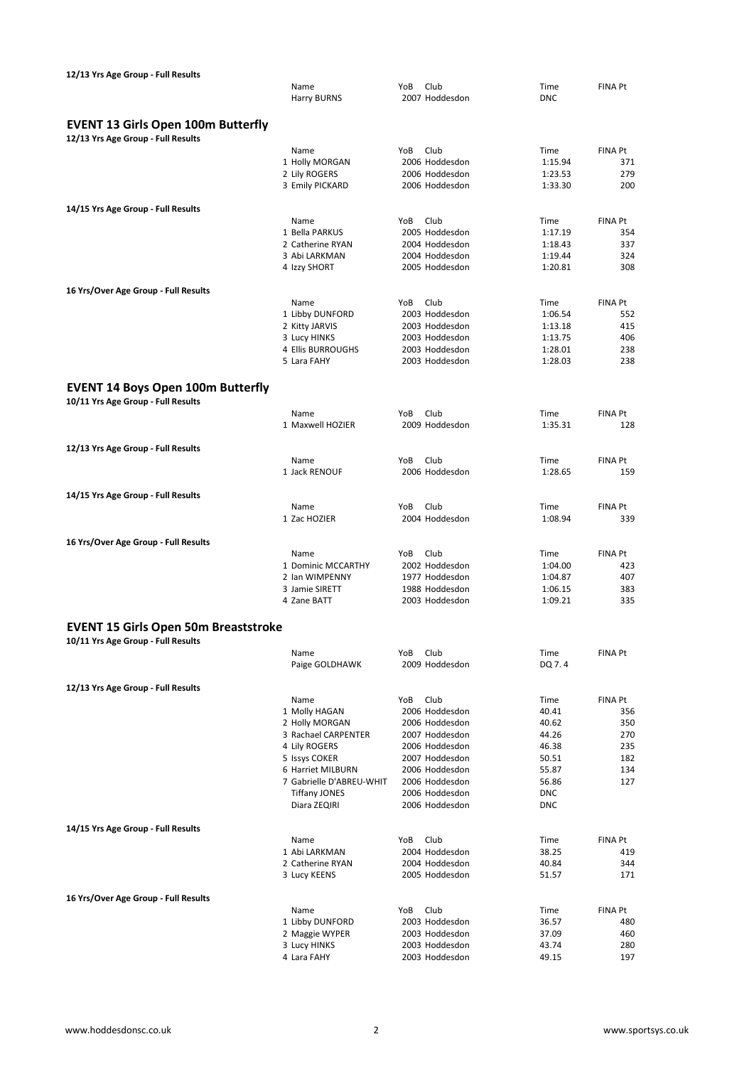**12/13 Yrs Age Group - Full Results**

| Name | YoB | Club | Time | FINA Pt |
|---|---|---|---|---|
| Harry BURNS | 2007 | Hoddesdon | DNC | |

## EVENT 13 Girls Open 100m Butterfly

**12/13 Yrs Age Group - Full Results**

| Name | YoB | Club | Time | FINA Pt |
|---|---|---|---|---|
| 1 Holly MORGAN | 2006 | Hoddesdon | 1:15.94 | 371 |
| 2 Lily ROGERS | 2006 | Hoddesdon | 1:23.53 | 279 |
| 3 Emily PICKARD | 2006 | Hoddesdon | 1:33.30 | 200 |

**14/15 Yrs Age Group - Full Results**

| Name | YoB | Club | Time | FINA Pt |
|---|---|---|---|---|
| 1 Bella PARKUS | 2005 | Hoddesdon | 1:17.19 | 354 |
| 2 Catherine RYAN | 2004 | Hoddesdon | 1:18.43 | 337 |
| 3 Abi LARKMAN | 2004 | Hoddesdon | 1:19.44 | 324 |
| 4 Izzy SHORT | 2005 | Hoddesdon | 1:20.81 | 308 |

**16 Yrs/Over Age Group - Full Results**

| Name | YoB | Club | Time | FINA Pt |
|---|---|---|---|---|
| 1 Libby DUNFORD | 2003 | Hoddesdon | 1:06.54 | 552 |
| 2 Kitty JARVIS | 2003 | Hoddesdon | 1:13.18 | 415 |
| 3 Lucy HINKS | 2003 | Hoddesdon | 1:13.75 | 406 |
| 4 Ellis BURROUGHS | 2003 | Hoddesdon | 1:28.01 | 238 |
| 5 Lara FAHY | 2003 | Hoddesdon | 1:28.03 | 238 |

## EVENT 14 Boys Open 100m Butterfly

**10/11 Yrs Age Group - Full Results**

| Name | YoB | Club | Time | FINA Pt |
|---|---|---|---|---|
| 1 Maxwell HOZIER | 2009 | Hoddesdon | 1:35.31 | 128 |

**12/13 Yrs Age Group - Full Results**

| Name | YoB | Club | Time | FINA Pt |
|---|---|---|---|---|
| 1 Jack RENOUF | 2006 | Hoddesdon | 1:28.65 | 159 |

**14/15 Yrs Age Group - Full Results**

| Name | YoB | Club | Time | FINA Pt |
|---|---|---|---|---|
| 1 Zac HOZIER | 2004 | Hoddesdon | 1:08.94 | 339 |

**16 Yrs/Over Age Group - Full Results**

| Name | YoB | Club | Time | FINA Pt |
|---|---|---|---|---|
| 1 Dominic MCCARTHY | 2002 | Hoddesdon | 1:04.00 | 423 |
| 2 Ian WIMPENNY | 1977 | Hoddesdon | 1:04.87 | 407 |
| 3 Jamie SIRETT | 1988 | Hoddesdon | 1:06.15 | 383 |
| 4 Zane BATT | 2003 | Hoddesdon | 1:09.21 | 335 |

## EVENT 15 Girls Open 50m Breaststroke

**10/11 Yrs Age Group - Full Results**

| Name | YoB | Club | Time | FINA Pt |
|---|---|---|---|---|
| Paige GOLDHAWK | 2009 | Hoddesdon | DQ 7. 4 | |

**12/13 Yrs Age Group - Full Results**

| Name | YoB | Club | Time | FINA Pt |
|---|---|---|---|---|
| 1 Molly HAGAN | 2006 | Hoddesdon | 40.41 | 356 |
| 2 Holly MORGAN | 2006 | Hoddesdon | 40.62 | 350 |
| 3 Rachael CARPENTER | 2007 | Hoddesdon | 44.26 | 270 |
| 4 Lily ROGERS | 2006 | Hoddesdon | 46.38 | 235 |
| 5 Issys COKER | 2007 | Hoddesdon | 50.51 | 182 |
| 6 Harriet MILBURN | 2006 | Hoddesdon | 55.87 | 134 |
| 7 Gabrielle D'ABREU-WHIT | 2006 | Hoddesdon | 56.86 | 127 |
| Tiffany JONES | 2006 | Hoddesdon | DNC | |
| Diara ZEQIRI | 2006 | Hoddesdon | DNC | |

**14/15 Yrs Age Group - Full Results**

| Name | YoB | Club | Time | FINA Pt |
|---|---|---|---|---|
| 1 Abi LARKMAN | 2004 | Hoddesdon | 38.25 | 419 |
| 2 Catherine RYAN | 2004 | Hoddesdon | 40.84 | 344 |
| 3 Lucy KEENS | 2005 | Hoddesdon | 51.57 | 171 |

**16 Yrs/Over Age Group - Full Results**

| Name | YoB | Club | Time | FINA Pt |
|---|---|---|---|---|
| 1 Libby DUNFORD | 2003 | Hoddesdon | 36.57 | 480 |
| 2 Maggie WYPER | 2003 | Hoddesdon | 37.09 | 460 |
| 3 Lucy HINKS | 2003 | Hoddesdon | 43.74 | 280 |
| 4 Lara FAHY | 2003 | Hoddesdon | 49.15 | 197 |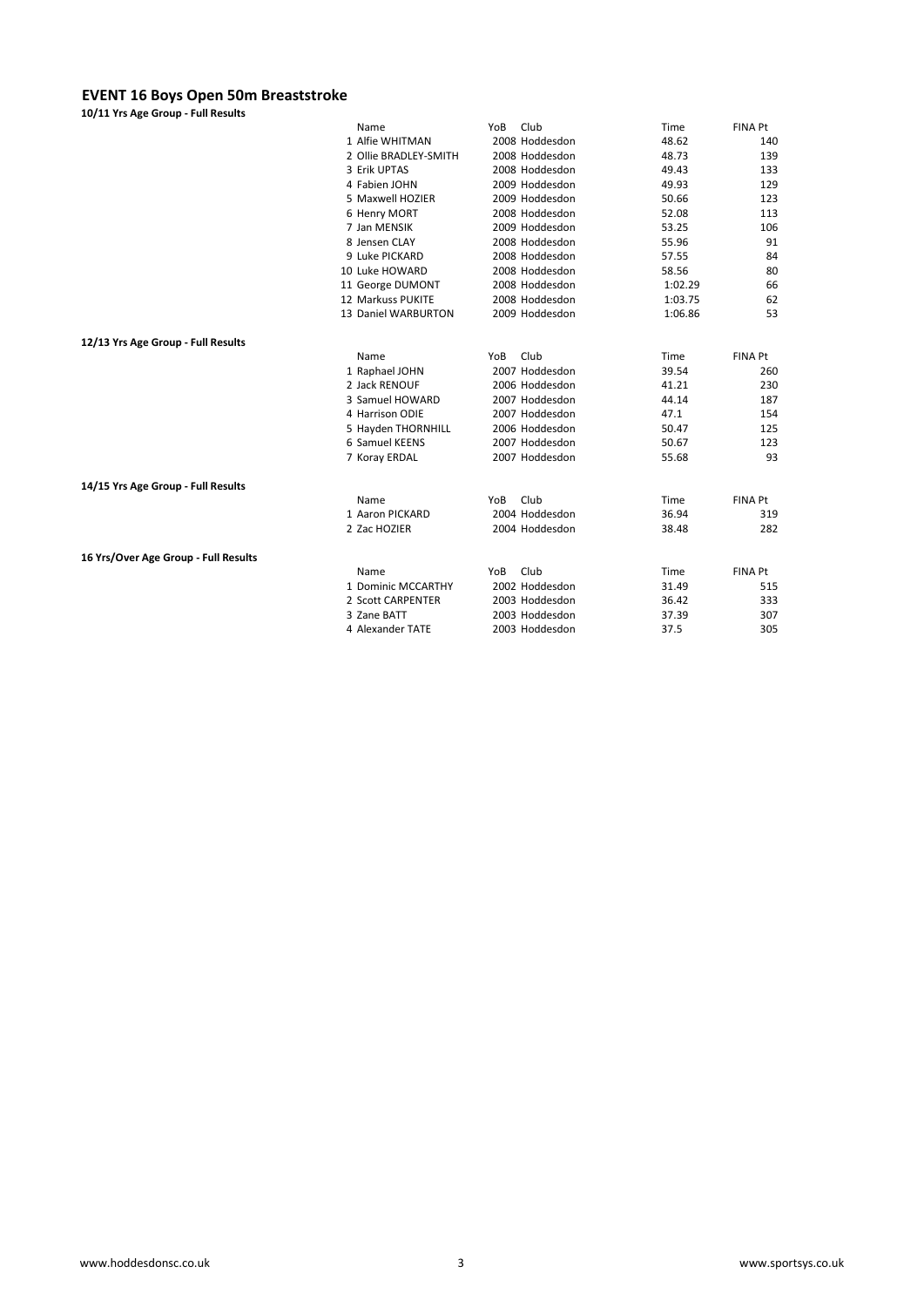## EVENT 16 Boys Open 50m Breaststroke

**10/11 Yrs Age Group - Full Results**

| | Name | YoB | Club | Time | FINA Pt |
|---|---|---|---|---|---|
| 1 | Alfie WHITMAN | 2008 | Hoddesdon | 48.62 | 140 |
| 2 | Ollie BRADLEY-SMITH | 2008 | Hoddesdon | 48.73 | 139 |
| 3 | Erik UPTAS | 2008 | Hoddesdon | 49.43 | 133 |
| 4 | Fabien JOHN | 2009 | Hoddesdon | 49.93 | 129 |
| 5 | Maxwell HOZIER | 2009 | Hoddesdon | 50.66 | 123 |
| 6 | Henry MORT | 2008 | Hoddesdon | 52.08 | 113 |
| 7 | Jan MENSIK | 2009 | Hoddesdon | 53.25 | 106 |
| 8 | Jensen CLAY | 2008 | Hoddesdon | 55.96 | 91 |
| 9 | Luke PICKARD | 2008 | Hoddesdon | 57.55 | 84 |
| 10 | Luke HOWARD | 2008 | Hoddesdon | 58.56 | 80 |
| 11 | George DUMONT | 2008 | Hoddesdon | 1:02.29 | 66 |
| 12 | Markuss PUKITE | 2008 | Hoddesdon | 1:03.75 | 62 |
| 13 | Daniel WARBURTON | 2009 | Hoddesdon | 1:06.86 | 53 |

**12/13 Yrs Age Group - Full Results**

| | Name | YoB | Club | Time | FINA Pt |
|---|---|---|---|---|---|
| 1 | Raphael JOHN | 2007 | Hoddesdon | 39.54 | 260 |
| 2 | Jack RENOUF | 2006 | Hoddesdon | 41.21 | 230 |
| 3 | Samuel HOWARD | 2007 | Hoddesdon | 44.14 | 187 |
| 4 | Harrison ODIE | 2007 | Hoddesdon | 47.1 | 154 |
| 5 | Hayden THORNHILL | 2006 | Hoddesdon | 50.47 | 125 |
| 6 | Samuel KEENS | 2007 | Hoddesdon | 50.67 | 123 |
| 7 | Koray ERDAL | 2007 | Hoddesdon | 55.68 | 93 |

**14/15 Yrs Age Group - Full Results**

| | Name | YoB | Club | Time | FINA Pt |
|---|---|---|---|---|---|
| 1 | Aaron PICKARD | 2004 | Hoddesdon | 36.94 | 319 |
| 2 | Zac HOZIER | 2004 | Hoddesdon | 38.48 | 282 |

**16 Yrs/Over Age Group - Full Results**

| | Name | YoB | Club | Time | FINA Pt |
|---|---|---|---|---|---|
| 1 | Dominic MCCARTHY | 2002 | Hoddesdon | 31.49 | 515 |
| 2 | Scott CARPENTER | 2003 | Hoddesdon | 36.42 | 333 |
| 3 | Zane BATT | 2003 | Hoddesdon | 37.39 | 307 |
| 4 | Alexander TATE | 2003 | Hoddesdon | 37.5 | 305 |